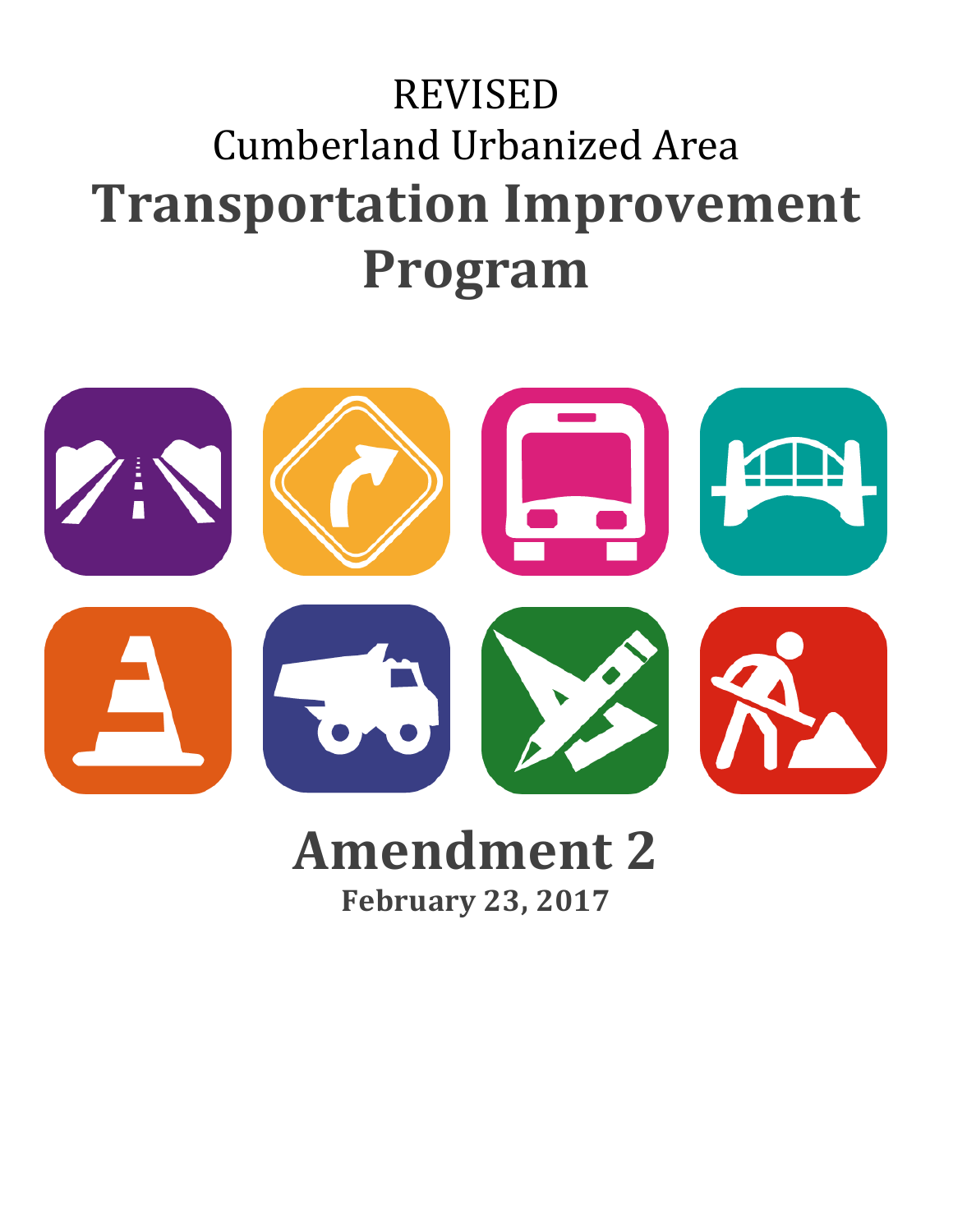REVISED

Cumberland Urbanized Area

# Transportation Improvement Program

# Amendment 2

**February 23, 2017**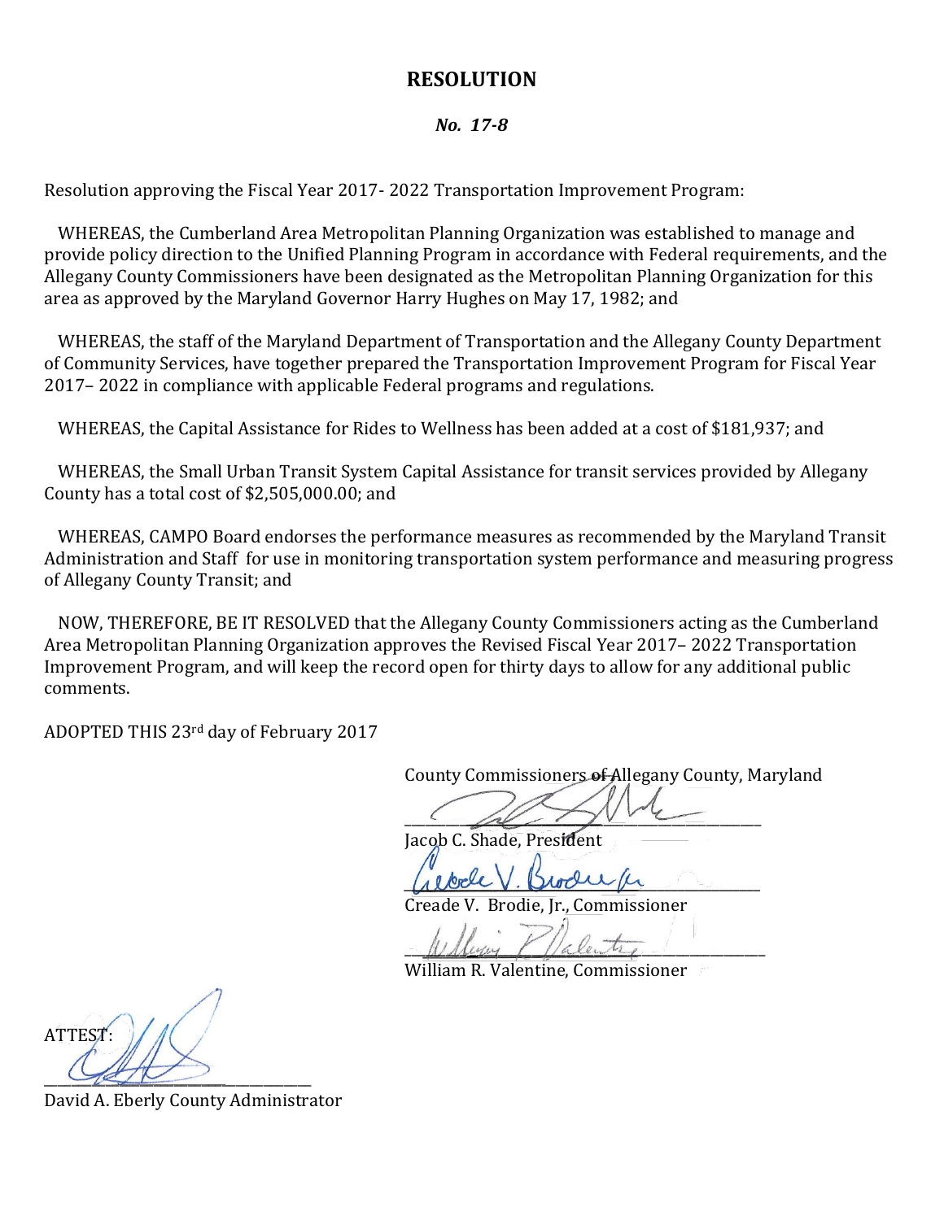# RESOLUTION

***No. 17-8***

Resolution approving the Fiscal Year 2017- 2022 Transportation Improvement Program:

WHEREAS, the Cumberland Area Metropolitan Planning Organization was established to manage and provide policy direction to the Unified Planning Program in accordance with Federal requirements, and the Allegany County Commissioners have been designated as the Metropolitan Planning Organization for this area as approved by the Maryland Governor Harry Hughes on May 17, 1982; and

WHEREAS, the staff of the Maryland Department of Transportation and the Allegany County Department of Community Services, have together prepared the Transportation Improvement Program for Fiscal Year 2017– 2022 in compliance with applicable Federal programs and regulations.

WHEREAS, the Capital Assistance for Rides to Wellness has been added at a cost of $181,937; and

WHEREAS, the Small Urban Transit System Capital Assistance for transit services provided by Allegany County has a total cost of $2,505,000.00; and

WHEREAS, CAMPO Board endorses the performance measures as recommended by the Maryland Transit Administration and Staff for use in monitoring transportation system performance and measuring progress of Allegany County Transit; and

NOW, THEREFORE, BE IT RESOLVED that the Allegany County Commissioners acting as the Cumberland Area Metropolitan Planning Organization approves the Revised Fiscal Year 2017– 2022 Transportation Improvement Program, and will keep the record open for thirty days to allow for any additional public comments.

ADOPTED THIS 23rd day of February 2017

County Commissioners ~~of~~ Allegany County, Maryland

\_\_\_\_\_\_\_\_\_\_\_\_\_\_\_\_\_\_\_\_\_\_\_\_\_\_\_\_\_\_
Jacob C. Shade, President

\_\_\_\_\_\_\_\_\_\_\_\_\_\_\_\_\_\_\_\_\_\_\_\_\_\_\_\_\_\_
Creade V. Brodie, Jr., Commissioner

\_\_\_\_\_\_\_\_\_\_\_\_\_\_\_\_\_\_\_\_\_\_\_\_\_\_\_\_\_\_
William R. Valentine, Commissioner

ATTEST:

\_\_\_\_\_\_\_\_\_\_\_\_\_\_\_\_\_\_\_\_\_\_\_\_\_\_\_\_\_\_
David A. Eberly County Administrator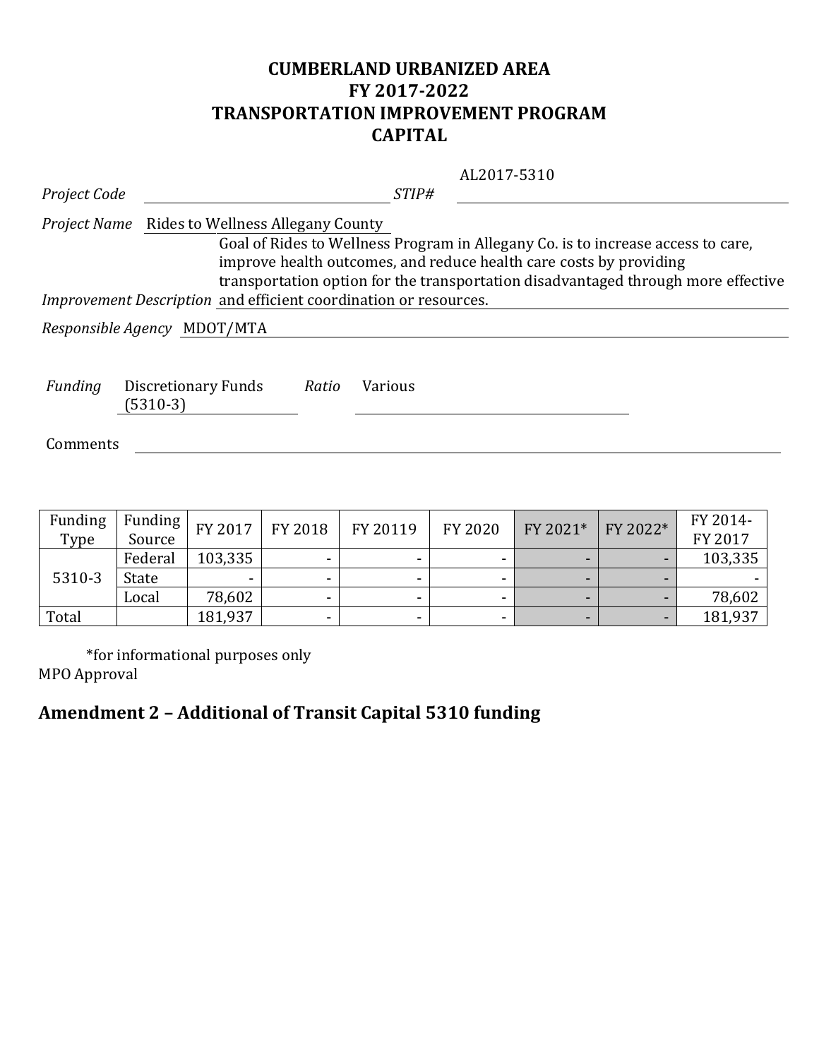# CUMBERLAND URBANIZED AREA
# FY 2017-2022
# TRANSPORTATION IMPROVEMENT PROGRAM
# CAPITAL

*Project Code* ______ *STIP#* AL2017-5310

*Project Name* Rides to Wellness Allegany County

*Improvement Description* Goal of Rides to Wellness Program in Allegany Co. is to increase access to care, improve health outcomes, and reduce health care costs by providing transportation option for the transportation disadvantaged through more effective and efficient coordination or resources.

*Responsible Agency* MDOT/MTA

*Funding* Discretionary Funds (5310-3) *Ratio* Various

Comments ______

| Funding Type | Funding Source | FY 2017 | FY 2018 | FY 20119 | FY 2020 | FY 2021* | FY 2022* | FY 2014-FY 2017 |
|---|---|---|---|---|---|---|---|---|
| 5310-3 | Federal | 103,335 | - | - | - | - | - | 103,335 |
| | State | - | - | - | - | - | - | - |
| | Local | 78,602 | - | - | - | - | - | 78,602 |
| Total | | 181,937 | - | - | - | - | - | 181,937 |

*for informational purposes only

MPO Approval

## Amendment 2 – Additional of Transit Capital 5310 funding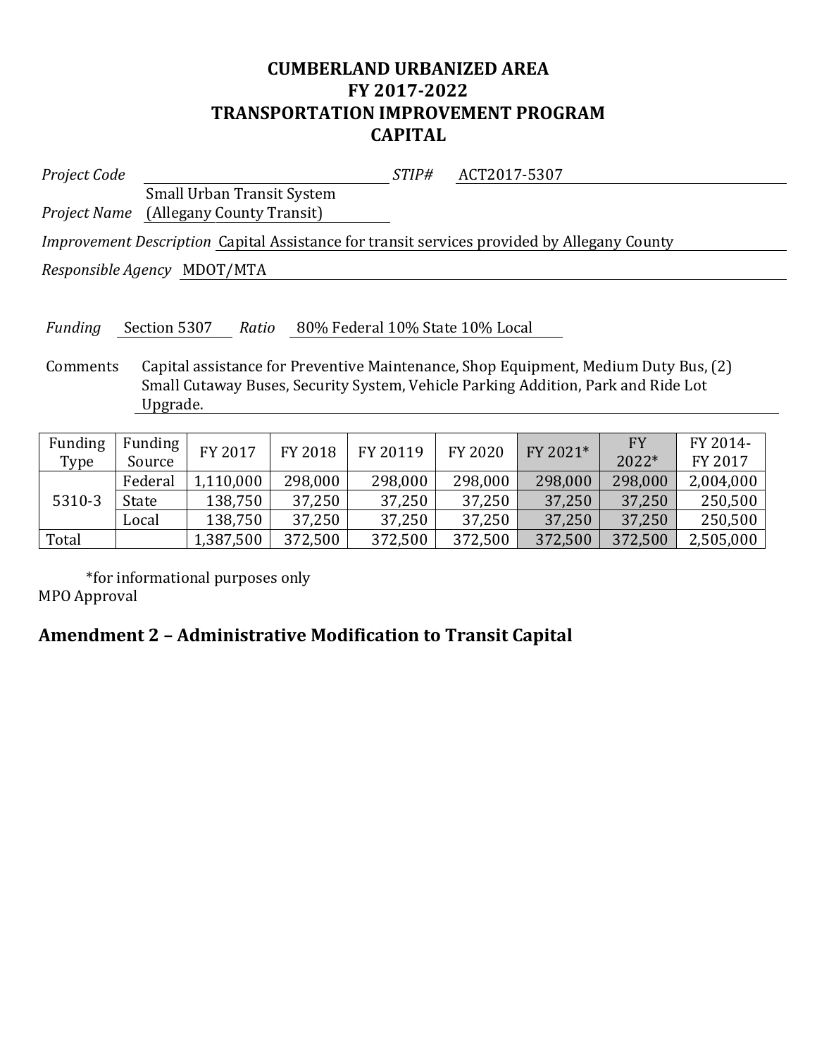# CUMBERLAND URBANIZED AREA
# FY 2017-2022
# TRANSPORTATION IMPROVEMENT PROGRAM
# CAPITAL

*Project Code* ______________________ *STIP#* ACT2017-5307

*Project Name* Small Urban Transit System (Allegany County Transit)

*Improvement Description* Capital Assistance for transit services provided by Allegany County

*Responsible Agency* MDOT/MTA

*Funding* Section 5307 *Ratio* 80% Federal 10% State 10% Local

Comments Capital assistance for Preventive Maintenance, Shop Equipment, Medium Duty Bus, (2) Small Cutaway Buses, Security System, Vehicle Parking Addition, Park and Ride Lot Upgrade.

| Funding Type | Funding Source | FY 2017 | FY 2018 | FY 20119 | FY 2020 | FY 2021* | FY 2022* | FY 2014-FY 2017 |
|---|---|---|---|---|---|---|---|---|
| 5310-3 | Federal | 1,110,000 | 298,000 | 298,000 | 298,000 | 298,000 | 298,000 | 2,004,000 |
| | State | 138,750 | 37,250 | 37,250 | 37,250 | 37,250 | 37,250 | 250,500 |
| | Local | 138,750 | 37,250 | 37,250 | 37,250 | 37,250 | 37,250 | 250,500 |
| Total | | 1,387,500 | 372,500 | 372,500 | 372,500 | 372,500 | 372,500 | 2,505,000 |

*for informational purposes only

MPO Approval

## Amendment 2 – Administrative Modification to Transit Capital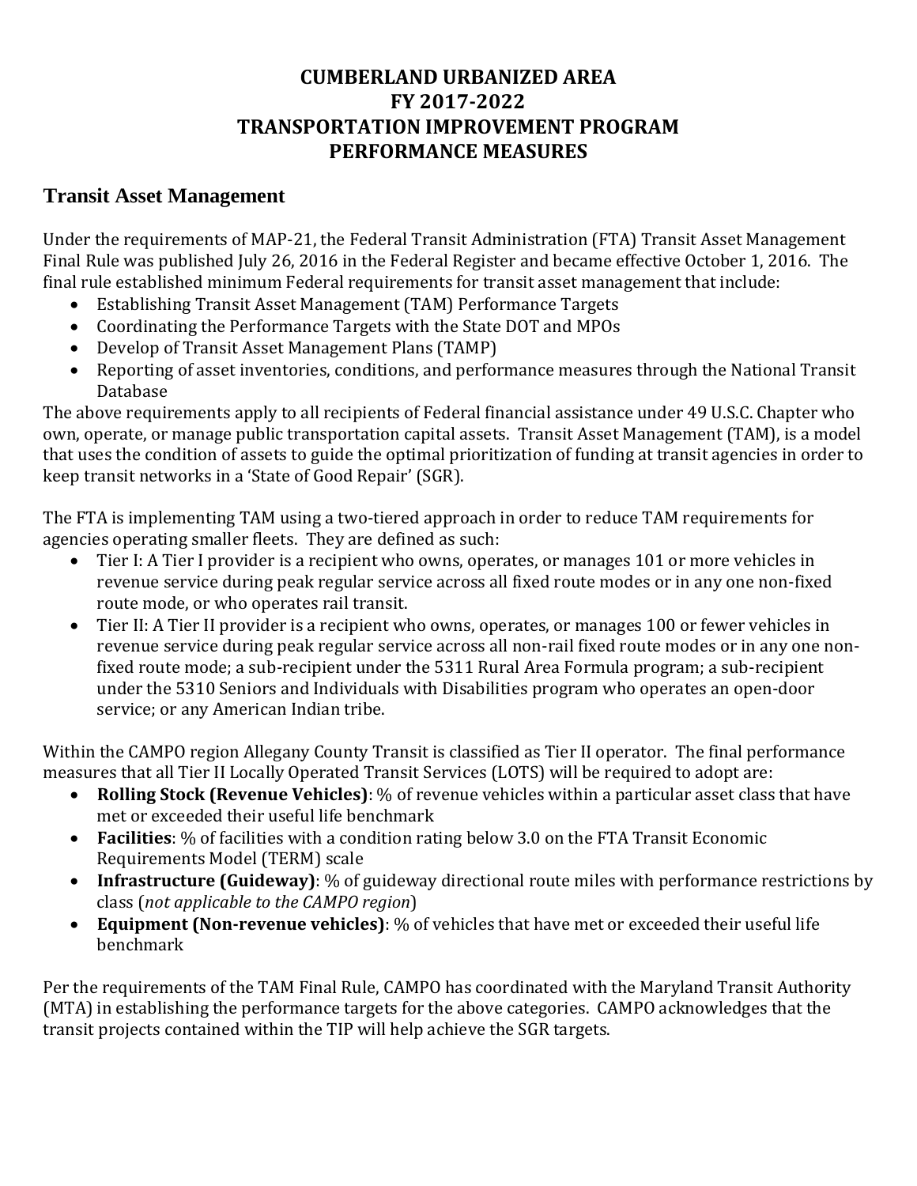# CUMBERLAND URBANIZED AREA
# FY 2017-2022
# TRANSPORTATION IMPROVEMENT PROGRAM
# PERFORMANCE MEASURES

## Transit Asset Management

Under the requirements of MAP-21, the Federal Transit Administration (FTA) Transit Asset Management Final Rule was published July 26, 2016 in the Federal Register and became effective October 1, 2016. The final rule established minimum Federal requirements for transit asset management that include:

- Establishing Transit Asset Management (TAM) Performance Targets
- Coordinating the Performance Targets with the State DOT and MPOs
- Develop of Transit Asset Management Plans (TAMP)
- Reporting of asset inventories, conditions, and performance measures through the National Transit Database

The above requirements apply to all recipients of Federal financial assistance under 49 U.S.C. Chapter who own, operate, or manage public transportation capital assets. Transit Asset Management (TAM), is a model that uses the condition of assets to guide the optimal prioritization of funding at transit agencies in order to keep transit networks in a 'State of Good Repair' (SGR).

The FTA is implementing TAM using a two-tiered approach in order to reduce TAM requirements for agencies operating smaller fleets. They are defined as such:

- Tier I: A Tier I provider is a recipient who owns, operates, or manages 101 or more vehicles in revenue service during peak regular service across all fixed route modes or in any one non-fixed route mode, or who operates rail transit.
- Tier II: A Tier II provider is a recipient who owns, operates, or manages 100 or fewer vehicles in revenue service during peak regular service across all non-rail fixed route modes or in any one non-fixed route mode; a sub-recipient under the 5311 Rural Area Formula program; a sub-recipient under the 5310 Seniors and Individuals with Disabilities program who operates an open-door service; or any American Indian tribe.

Within the CAMPO region Allegany County Transit is classified as Tier II operator. The final performance measures that all Tier II Locally Operated Transit Services (LOTS) will be required to adopt are:

- **Rolling Stock (Revenue Vehicles)**: % of revenue vehicles within a particular asset class that have met or exceeded their useful life benchmark
- **Facilities**: % of facilities with a condition rating below 3.0 on the FTA Transit Economic Requirements Model (TERM) scale
- **Infrastructure (Guideway)**: % of guideway directional route miles with performance restrictions by class (*not applicable to the CAMPO region*)
- **Equipment (Non-revenue vehicles)**: % of vehicles that have met or exceeded their useful life benchmark

Per the requirements of the TAM Final Rule, CAMPO has coordinated with the Maryland Transit Authority (MTA) in establishing the performance targets for the above categories. CAMPO acknowledges that the transit projects contained within the TIP will help achieve the SGR targets.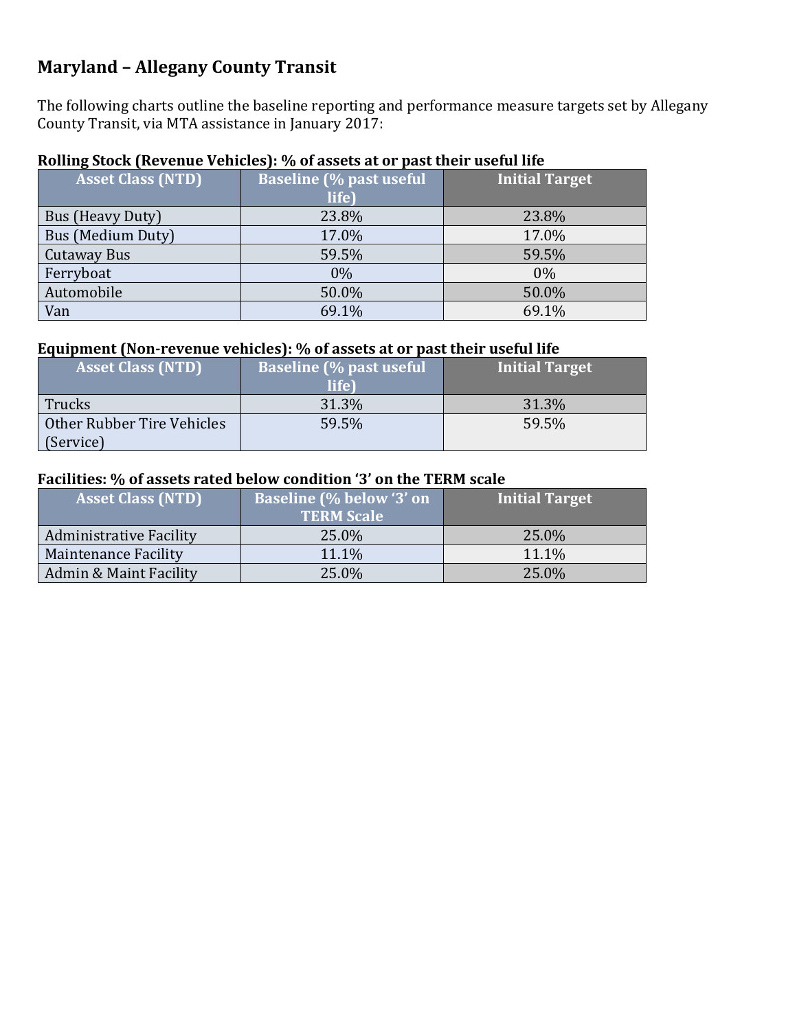## Maryland – Allegany County Transit

The following charts outline the baseline reporting and performance measure targets set by Allegany County Transit, via MTA assistance in January 2017:

**Rolling Stock (Revenue Vehicles): % of assets at or past their useful life**

| Asset Class (NTD) | Baseline (% past useful life) | Initial Target |
|---|---|---|
| Bus (Heavy Duty) | 23.8% | 23.8% |
| Bus (Medium Duty) | 17.0% | 17.0% |
| Cutaway Bus | 59.5% | 59.5% |
| Ferryboat | 0% | 0% |
| Automobile | 50.0% | 50.0% |
| Van | 69.1% | 69.1% |

**Equipment (Non-revenue vehicles): % of assets at or past their useful life**

| Asset Class (NTD) | Baseline (% past useful life) | Initial Target |
|---|---|---|
| Trucks | 31.3% | 31.3% |
| Other Rubber Tire Vehicles (Service) | 59.5% | 59.5% |

**Facilities: % of assets rated below condition '3' on the TERM scale**

| Asset Class (NTD) | Baseline (% below '3' on TERM Scale | Initial Target |
|---|---|---|
| Administrative Facility | 25.0% | 25.0% |
| Maintenance Facility | 11.1% | 11.1% |
| Admin & Maint Facility | 25.0% | 25.0% |